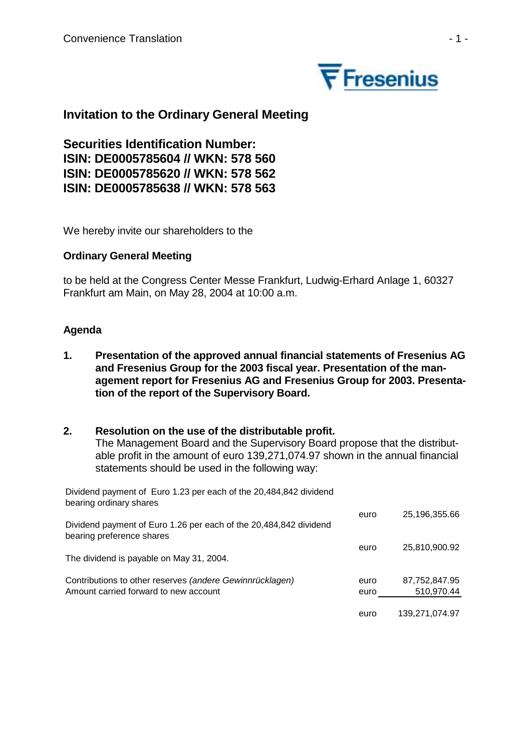Convenience Translation

## Invitation to the Ordinary General Meeting

### Securities Identification Number:
### ISIN: DE0005785604 // WKN: 578 560
### ISIN: DE0005785620 // WKN: 578 562
### ISIN: DE0005785638 // WKN: 578 563

We hereby invite our shareholders to the

**Ordinary General Meeting**

to be held at the Congress Center Messe Frankfurt, Ludwig-Erhard Anlage 1, 60327 Frankfurt am Main, on May 28, 2004 at 10:00 a.m.

**Agenda**

1. **Presentation of the approved annual financial statements of Fresenius AG and Fresenius Group for the 2003 fiscal year. Presentation of the management report for Fresenius AG and Fresenius Group for 2003. Presentation of the report of the Supervisory Board.**

2. **Resolution on the use of the distributable profit.**
The Management Board and the Supervisory Board propose that the distributable profit in the amount of euro 139,271,074.97 shown in the annual financial statements should be used in the following way:

| | | |
|---|---|---|
| Dividend payment of Euro 1.23 per each of the 20,484,842 dividend bearing ordinary shares | euro | 25,196,355.66 |
| Dividend payment of Euro 1.26 per each of the 20,484,842 dividend bearing preference shares | euro | 25,810,900.92 |
| The dividend is payable on May 31, 2004. | | |
| Contributions to other reserves *(andere Gewinnrücklagen)* | euro | 87,752,847.95 |
| Amount carried forward to new account | euro | 510,970.44 |
| | euro | 139,271,074.97 |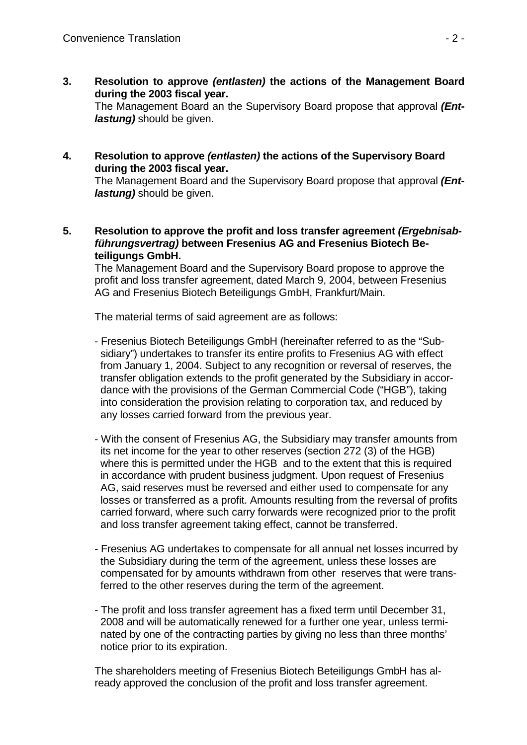**3. Resolution to approve *(entlasten)* the actions of the Management Board during the 2003 fiscal year.**

The Management Board an the Supervisory Board propose that approval ***(Entlastung)*** should be given.

**4. Resolution to approve *(entlasten)* the actions of the Supervisory Board during the 2003 fiscal year.**

The Management Board and the Supervisory Board propose that approval ***(Entlastung)*** should be given.

**5. Resolution to approve the profit and loss transfer agreement *(Ergebnisabführungsvertrag)* between Fresenius AG and Fresenius Biotech Beteiligungs GmbH.**

The Management Board and the Supervisory Board propose to approve the profit and loss transfer agreement, dated March 9, 2004, between Fresenius AG and Fresenius Biotech Beteiligungs GmbH, Frankfurt/Main.

The material terms of said agreement are as follows:

- Fresenius Biotech Beteiligungs GmbH (hereinafter referred to as the "Subsidiary") undertakes to transfer its entire profits to Fresenius AG with effect from January 1, 2004. Subject to any recognition or reversal of reserves, the transfer obligation extends to the profit generated by the Subsidiary in accordance with the provisions of the German Commercial Code ("HGB"), taking into consideration the provision relating to corporation tax, and reduced by any losses carried forward from the previous year.

- With the consent of Fresenius AG, the Subsidiary may transfer amounts from its net income for the year to other reserves (section 272 (3) of the HGB) where this is permitted under the HGB and to the extent that this is required in accordance with prudent business judgment. Upon request of Fresenius AG, said reserves must be reversed and either used to compensate for any losses or transferred as a profit. Amounts resulting from the reversal of profits carried forward, where such carry forwards were recognized prior to the profit and loss transfer agreement taking effect, cannot be transferred.

- Fresenius AG undertakes to compensate for all annual net losses incurred by the Subsidiary during the term of the agreement, unless these losses are compensated for by amounts withdrawn from other reserves that were transferred to the other reserves during the term of the agreement.

- The profit and loss transfer agreement has a fixed term until December 31, 2008 and will be automatically renewed for a further one year, unless terminated by one of the contracting parties by giving no less than three months' notice prior to its expiration.

The shareholders meeting of Fresenius Biotech Beteiligungs GmbH has already approved the conclusion of the profit and loss transfer agreement.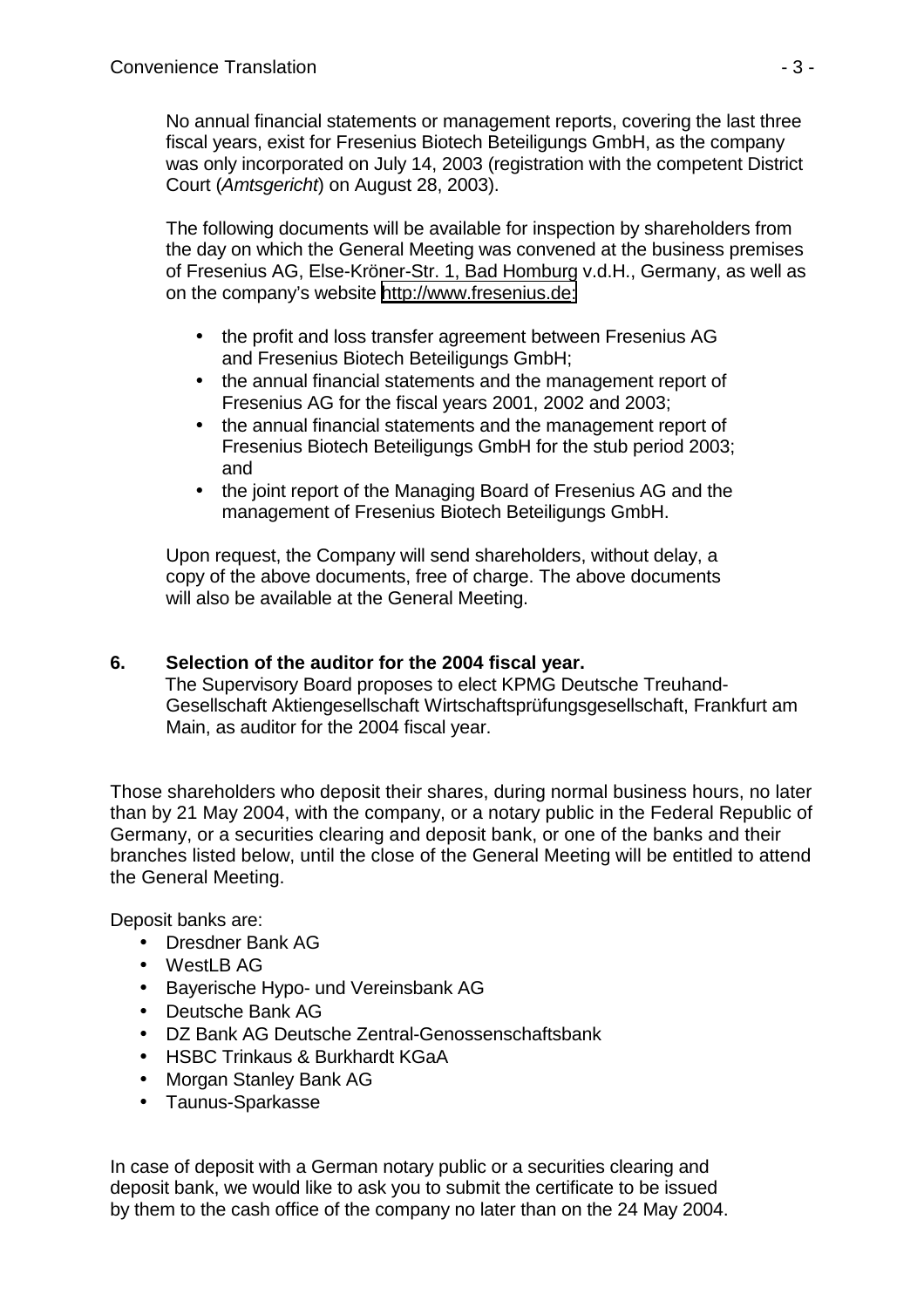No annual financial statements or management reports, covering the last three fiscal years, exist for Fresenius Biotech Beteiligungs GmbH, as the company was only incorporated on July 14, 2003 (registration with the competent District Court (*Amtsgericht*) on August 28, 2003).

The following documents will be available for inspection by shareholders from the day on which the General Meeting was convened at the business premises of Fresenius AG, Else-Kröner-Str. 1, Bad Homburg v.d.H., Germany, as well as on the company's website http://www.fresenius.de:

- the profit and loss transfer agreement between Fresenius AG and Fresenius Biotech Beteiligungs GmbH;
- the annual financial statements and the management report of Fresenius AG for the fiscal years 2001, 2002 and 2003;
- the annual financial statements and the management report of Fresenius Biotech Beteiligungs GmbH for the stub period 2003; and
- the joint report of the Managing Board of Fresenius AG and the management of Fresenius Biotech Beteiligungs GmbH.

Upon request, the Company will send shareholders, without delay, a copy of the above documents, free of charge. The above documents will also be available at the General Meeting.

**6. Selection of the auditor for the 2004 fiscal year.**

The Supervisory Board proposes to elect KPMG Deutsche Treuhand-Gesellschaft Aktiengesellschaft Wirtschaftsprüfungsgesellschaft, Frankfurt am Main, as auditor for the 2004 fiscal year.

Those shareholders who deposit their shares, during normal business hours, no later than by 21 May 2004, with the company, or a notary public in the Federal Republic of Germany, or a securities clearing and deposit bank, or one of the banks and their branches listed below, until the close of the General Meeting will be entitled to attend the General Meeting.

Deposit banks are:

- Dresdner Bank AG
- WestLB AG
- Bayerische Hypo- und Vereinsbank AG
- Deutsche Bank AG
- DZ Bank AG Deutsche Zentral-Genossenschaftsbank
- HSBC Trinkaus & Burkhardt KGaA
- Morgan Stanley Bank AG
- Taunus-Sparkasse

In case of deposit with a German notary public or a securities clearing and deposit bank, we would like to ask you to submit the certificate to be issued by them to the cash office of the company no later than on the 24 May 2004.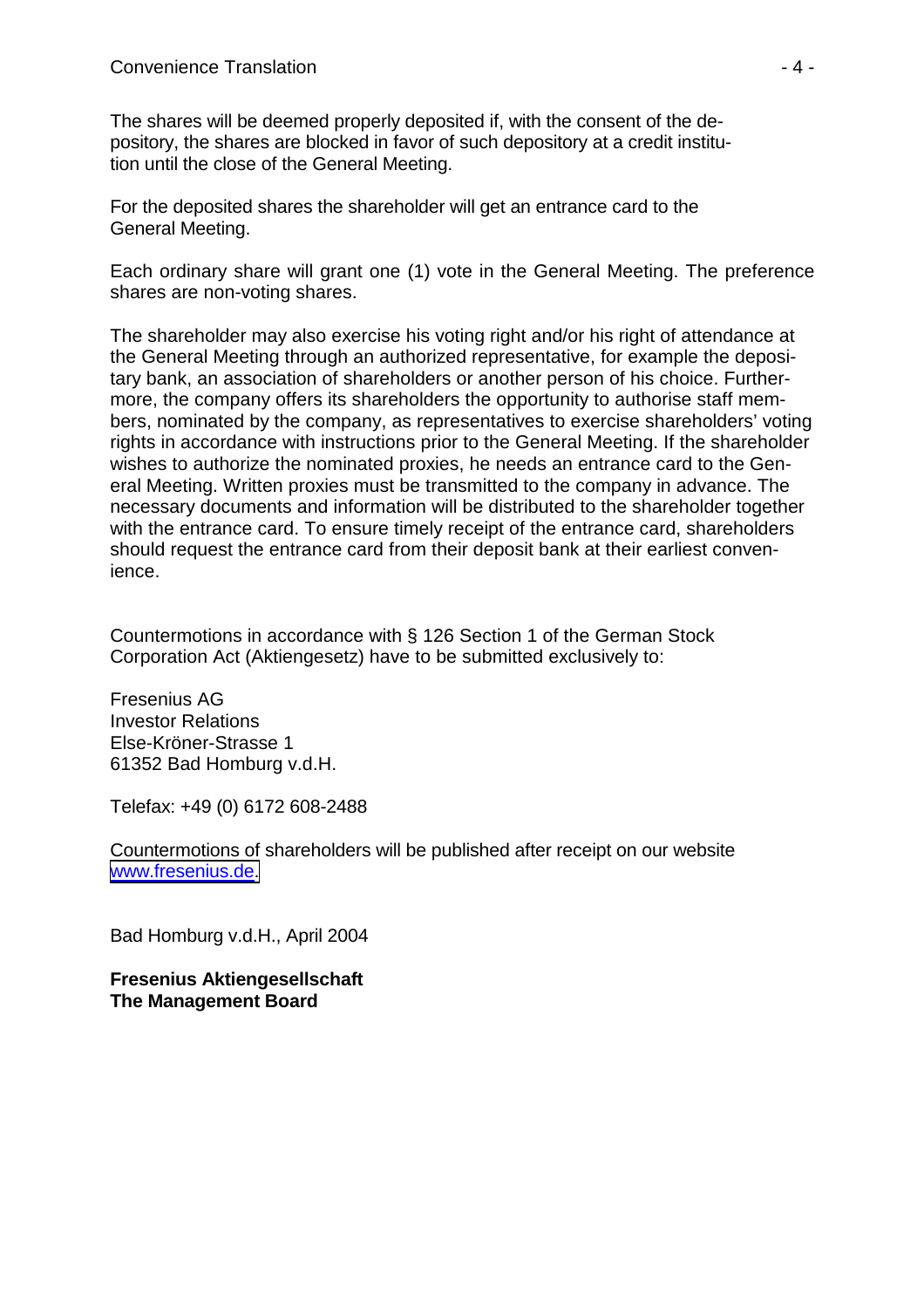The shares will be deemed properly deposited if, with the consent of the depository, the shares are blocked in favor of such depository at a credit institution until the close of the General Meeting.

For the deposited shares the shareholder will get an entrance card to the General Meeting.

Each ordinary share will grant one (1) vote in the General Meeting. The preference shares are non-voting shares.

The shareholder may also exercise his voting right and/or his right of attendance at the General Meeting through an authorized representative, for example the depositary bank, an association of shareholders or another person of his choice. Furthermore, the company offers its shareholders the opportunity to authorise staff members, nominated by the company, as representatives to exercise shareholders' voting rights in accordance with instructions prior to the General Meeting. If the shareholder wishes to authorize the nominated proxies, he needs an entrance card to the General Meeting. Written proxies must be transmitted to the company in advance. The necessary documents and information will be distributed to the shareholder together with the entrance card. To ensure timely receipt of the entrance card, shareholders should request the entrance card from their deposit bank at their earliest convenience.

Countermotions in accordance with § 126 Section 1 of the German Stock Corporation Act (Aktiengesetz) have to be submitted exclusively to:

Fresenius AG
Investor Relations
Else-Kröner-Strasse 1
61352 Bad Homburg v.d.H.

Telefax: +49 (0) 6172 608-2488

Countermotions of shareholders will be published after receipt on our website www.fresenius.de.

Bad Homburg v.d.H., April 2004

**Fresenius Aktiengesellschaft**
**The Management Board**